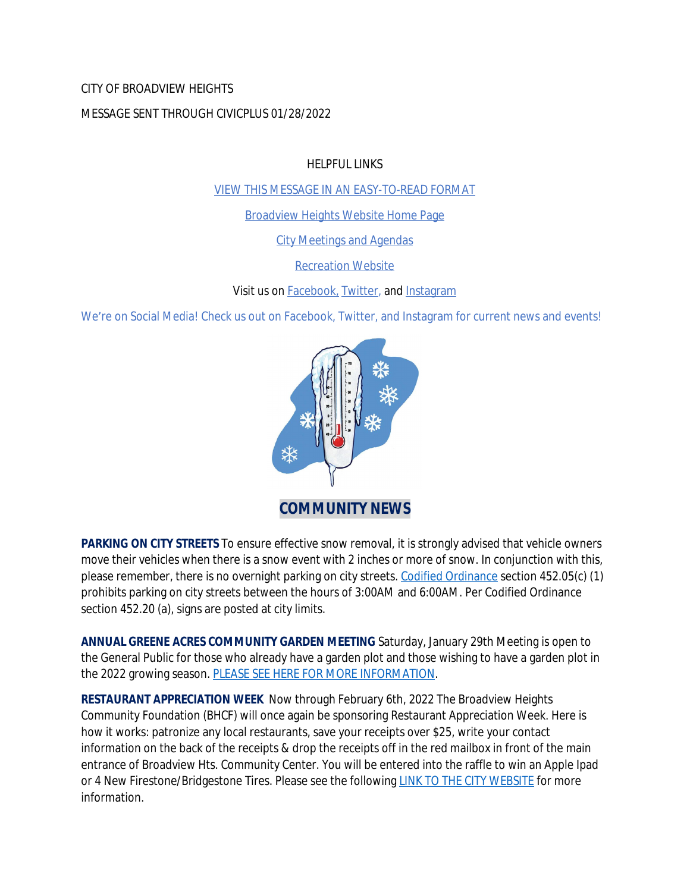CITY OF BROADVIEW HEIGHTS

MESSAGE SENT THROUGH CIVICPLUS 01/28/2022

HELPFUL LINKS

VIEW THIS MESSAGE IN AN EASY-TO-READ FORMAT

Broadview Heights Website Home Page

City Meetings and Agendas

Recreation Website

Visit us on Facebook, Twitter, and Instagram

We're on Social Media! Check us out on Facebook, Twitter, and Instagram for current news and events!

## COMMUNITY NEWS

**PARKING ON CITY STREETS** To ensure effective snow removal, it is strongly advised that vehicle owners move their vehicles when there is a snow event with 2 inches or more of snow. In conjunction with this, please remember, there is no overnight parking on city streets. Codified Ordinance section 452.05(c) (1) prohibits parking on city streets between the hours of 3:00AM and 6:00AM. Per Codified Ordinance section 452.20 (a), signs are posted at city limits.

**ANNUAL GREENE ACRES COMMUNITY GARDEN MEETING** Saturday, January 29th Meeting is open to the General Public for those who already have a garden plot and those wishing to have a garden plot in the 2022 growing season. PLEASE SEE HERE FOR MORE INFORMATION.

**RESTAURANT APPRECIATION WEEK** Now through February 6th, 2022 The Broadview Heights Community Foundation (BHCF) will once again be sponsoring Restaurant Appreciation Week. Here is how it works: patronize any local restaurants, save your receipts over $25, write your contact information on the back of the receipts & drop the receipts off in the red mailbox in front of the main entrance of Broadview Hts. Community Center. You will be entered into the raffle to win an Apple Ipad or 4 New Firestone/Bridgestone Tires. Please see the following LINK TO THE CITY WEBSITE for more information.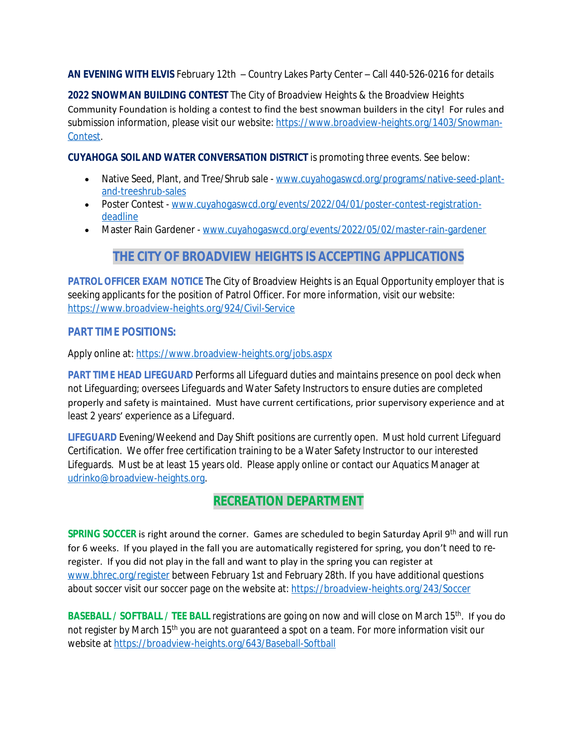**AN EVENING WITH ELVIS** February 12th – Country Lakes Party Center – Call 440-526-0216 for details

**2022 SNOWMAN BUILDING CONTEST** The City of Broadview Heights & the Broadview Heights Community Foundation is holding a contest to find the best snowman builders in the city! For rules and submission information, please visit our website: https://www.broadview-heights.org/1403/Snowman-Contest.

**CUYAHOGA SOIL AND WATER CONVERSATION DISTRICT** is promoting three events. See below:

- Native Seed, Plant, and Tree/Shrub sale - www.cuyahogaswcd.org/programs/native-seed-plant-and-treeshrub-sales
- Poster Contest - www.cuyahogaswcd.org/events/2022/04/01/poster-contest-registration-deadline
- Master Rain Gardener - www.cuyahogaswcd.org/events/2022/05/02/master-rain-gardener

## THE CITY OF BROADVIEW HEIGHTS IS ACCEPTING APPLICATIONS

**PATROL OFFICER EXAM NOTICE** The City of Broadview Heights is an Equal Opportunity employer that is seeking applicants for the position of Patrol Officer. For more information, visit our website: https://www.broadview-heights.org/924/Civil-Service

### PART TIME POSITIONS:

Apply online at: https://www.broadview-heights.org/jobs.aspx

**PART TIME HEAD LIFEGUARD** Performs all Lifeguard duties and maintains presence on pool deck when not Lifeguarding; oversees Lifeguards and Water Safety Instructors to ensure duties are completed properly and safety is maintained. Must have current certifications, prior supervisory experience and at least 2 years' experience as a Lifeguard.

**LIFEGUARD** Evening/Weekend and Day Shift positions are currently open. Must hold current Lifeguard Certification. We offer free certification training to be a Water Safety Instructor to our interested Lifeguards. Must be at least 15 years old. Please apply online or contact our Aquatics Manager at udrinko@broadview-heights.org.

## RECREATION DEPARTMENT

**SPRING SOCCER** is right around the corner. Games are scheduled to begin Saturday April 9th and will run for 6 weeks. If you played in the fall you are automatically registered for spring, you don't need to re-register. If you did not play in the fall and want to play in the spring you can register at www.bhrec.org/register between February 1st and February 28th. If you have additional questions about soccer visit our soccer page on the website at: https://broadview-heights.org/243/Soccer

**BASEBALL / SOFTBALL / TEE BALL** registrations are going on now and will close on March 15th. If you do not register by March 15th you are not guaranteed a spot on a team. For more information visit our website at https://broadview-heights.org/643/Baseball-Softball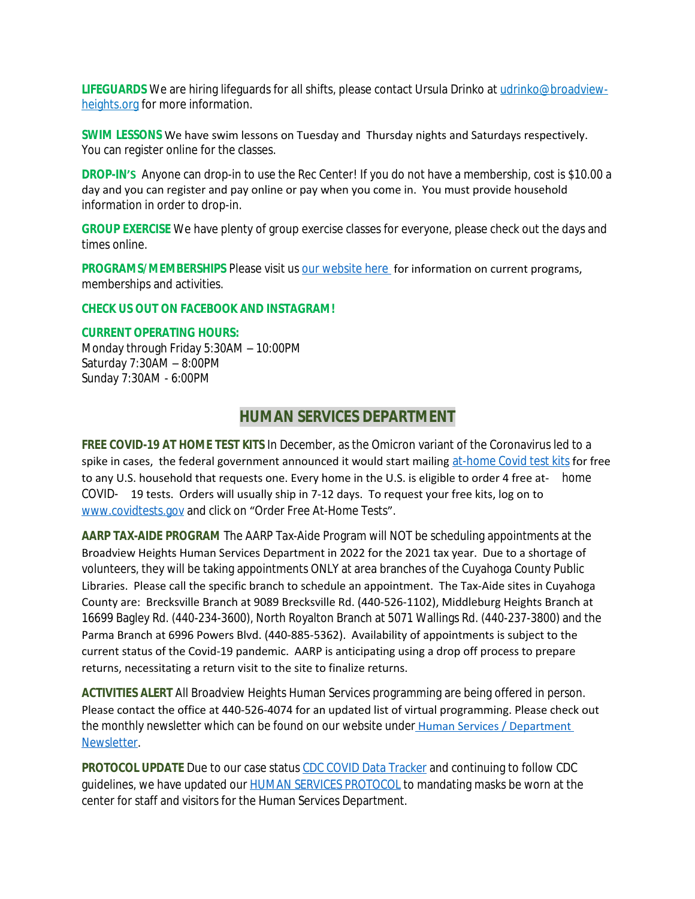**LIFEGUARDS** We are hiring lifeguards for all shifts, please contact Ursula Drinko at udrinko@broadview-heights.org for more information.

**SWIM LESSONS** We have swim lessons on Tuesday and Thursday nights and Saturdays respectively. You can register online for the classes.

**DROP-IN'S** Anyone can drop-in to use the Rec Center! If you do not have a membership, cost is $10.00 a day and you can register and pay online or pay when you come in. You must provide household information in order to drop-in.

**GROUP EXERCISE** We have plenty of group exercise classes for everyone, please check out the days and times online.

**PROGRAMS/MEMBERSHIPS** Please visit us our website here for information on current programs, memberships and activities.

**CHECK US OUT ON FACEBOOK AND INSTAGRAM!**

**CURRENT OPERATING HOURS:**
Monday through Friday 5:30AM – 10:00PM
Saturday 7:30AM – 8:00PM
Sunday 7:30AM - 6:00PM

## HUMAN SERVICES DEPARTMENT

**FREE COVID-19 AT HOME TEST KITS** In December, as the Omicron variant of the Coronavirus led to a spike in cases, the federal government announced it would start mailing at-home Covid test kits for free to any U.S. household that requests one. Every home in the U.S. is eligible to order 4 free at-home COVID-19 tests. Orders will usually ship in 7-12 days. To request your free kits, log on to www.covidtests.gov and click on "Order Free At-Home Tests".

**AARP TAX-AIDE PROGRAM** The AARP Tax-Aide Program will NOT be scheduling appointments at the Broadview Heights Human Services Department in 2022 for the 2021 tax year. Due to a shortage of volunteers, they will be taking appointments ONLY at area branches of the Cuyahoga County Public Libraries. Please call the specific branch to schedule an appointment. The Tax-Aide sites in Cuyahoga County are: Brecksville Branch at 9089 Brecksville Rd. (440-526-1102), Middleburg Heights Branch at 16699 Bagley Rd. (440-234-3600), North Royalton Branch at 5071 Wallings Rd. (440-237-3800) and the Parma Branch at 6996 Powers Blvd. (440-885-5362). Availability of appointments is subject to the current status of the Covid-19 pandemic. AARP is anticipating using a drop off process to prepare returns, necessitating a return visit to the site to finalize returns.

**ACTIVITIES ALERT** All Broadview Heights Human Services programming are being offered in person. Please contact the office at 440-526-4074 for an updated list of virtual programming. Please check out the monthly newsletter which can be found on our website under Human Services / Department Newsletter.

**PROTOCOL UPDATE** Due to our case status CDC COVID Data Tracker and continuing to follow CDC guidelines, we have updated our HUMAN SERVICES PROTOCOL to mandating masks be worn at the center for staff and visitors for the Human Services Department.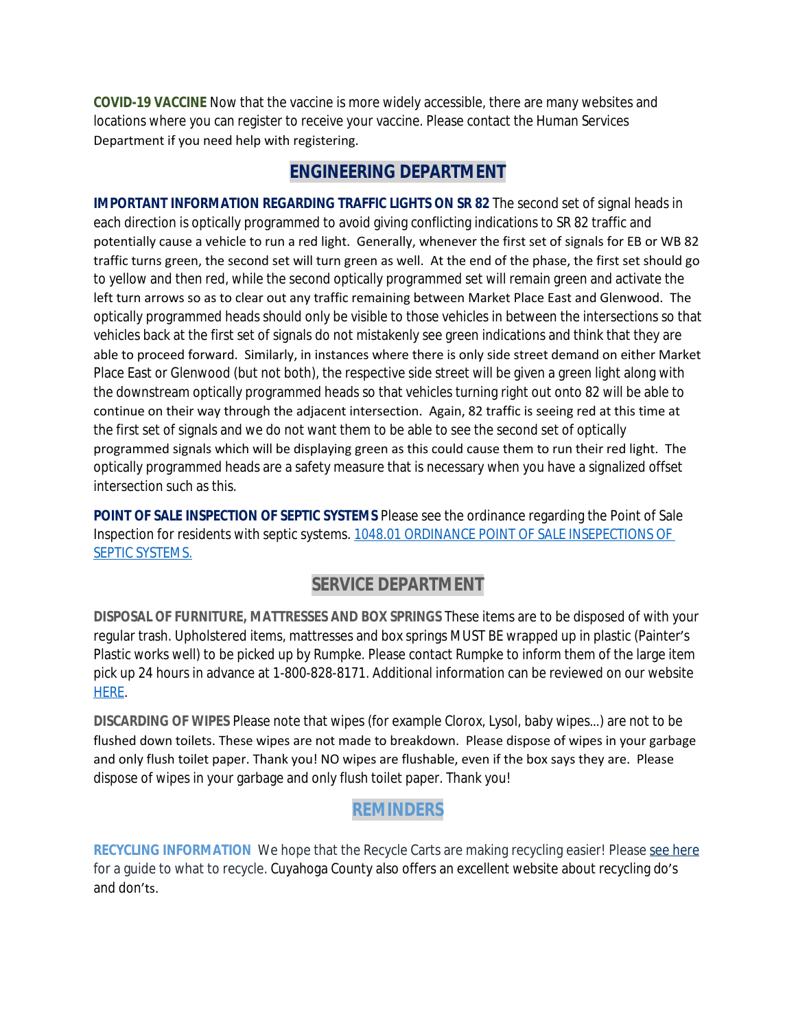**COVID-19 VACCINE** Now that the vaccine is more widely accessible, there are many websites and locations where you can register to receive your vaccine. Please contact the Human Services Department if you need help with registering.

## ENGINEERING DEPARTMENT

**IMPORTANT INFORMATION REGARDING TRAFFIC LIGHTS ON SR 82** The second set of signal heads in each direction is optically programmed to avoid giving conflicting indications to SR 82 traffic and potentially cause a vehicle to run a red light. Generally, whenever the first set of signals for EB or WB 82 traffic turns green, the second set will turn green as well. At the end of the phase, the first set should go to yellow and then red, while the second optically programmed set will remain green and activate the left turn arrows so as to clear out any traffic remaining between Market Place East and Glenwood. The optically programmed heads should only be visible to those vehicles in between the intersections so that vehicles back at the first set of signals do not mistakenly see green indications and think that they are able to proceed forward. Similarly, in instances where there is only side street demand on either Market Place East or Glenwood (but not both), the respective side street will be given a green light along with the downstream optically programmed heads so that vehicles turning right out onto 82 will be able to continue on their way through the adjacent intersection. Again, 82 traffic is seeing red at this time at the first set of signals and we do not want them to be able to see the second set of optically programmed signals which will be displaying green as this could cause them to run their red light. The optically programmed heads are a safety measure that is necessary when you have a signalized offset intersection such as this.

**POINT OF SALE INSPECTION OF SEPTIC SYSTEMS** Please see the ordinance regarding the Point of Sale Inspection for residents with septic systems. [1048.01 ORDINANCE POINT OF SALE INSEPECTIONS OF SEPTIC SYSTEMS.]()

## SERVICE DEPARTMENT

**DISPOSAL OF FURNITURE, MATTRESSES AND BOX SPRINGS** These items are to be disposed of with your regular trash. Upholstered items, mattresses and box springs MUST BE wrapped up in plastic (Painter's Plastic works well) to be picked up by Rumpke. Please contact Rumpke to inform them of the large item pick up 24 hours in advance at 1-800-828-8171. Additional information can be reviewed on our website [HERE]().

**DISCARDING OF WIPES** Please note that wipes (for example Clorox, Lysol, baby wipes…) are not to be flushed down toilets. These wipes are not made to breakdown. Please dispose of wipes in your garbage and only flush toilet paper. Thank you! NO wipes are flushable, even if the box says they are. Please dispose of wipes in your garbage and only flush toilet paper. Thank you!

## REMINDERS

**RECYCLING INFORMATION** We hope that the Recycle Carts are making recycling easier! Please [see here]() for a guide to what to recycle. Cuyahoga County also offers an excellent website about recycling do's and don'ts.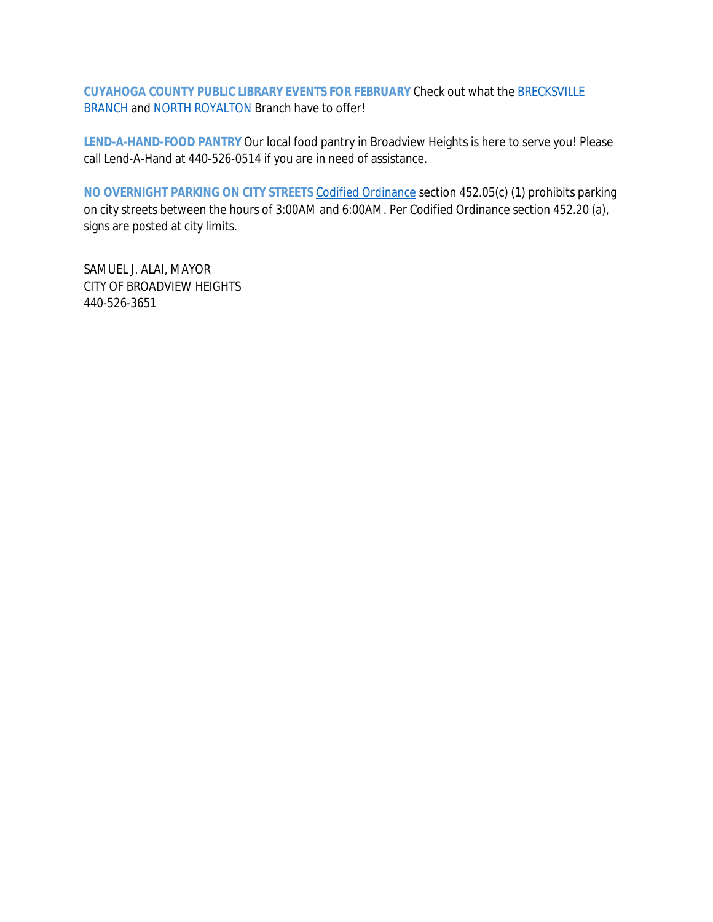**CUYAHOGA COUNTY PUBLIC LIBRARY EVENTS FOR FEBRUARY** Check out what the BRECKSVILLE BRANCH and NORTH ROYALTON Branch have to offer!

**LEND-A-HAND-FOOD PANTRY** Our local food pantry in Broadview Heights is here to serve you! Please call Lend-A-Hand at 440-526-0514 if you are in need of assistance.

**NO OVERNIGHT PARKING ON CITY STREETS** Codified Ordinance section 452.05(c) (1) prohibits parking on city streets between the hours of 3:00AM and 6:00AM. Per Codified Ordinance section 452.20 (a), signs are posted at city limits.

SAMUEL J. ALAI, MAYOR
CITY OF BROADVIEW HEIGHTS
440-526-3651